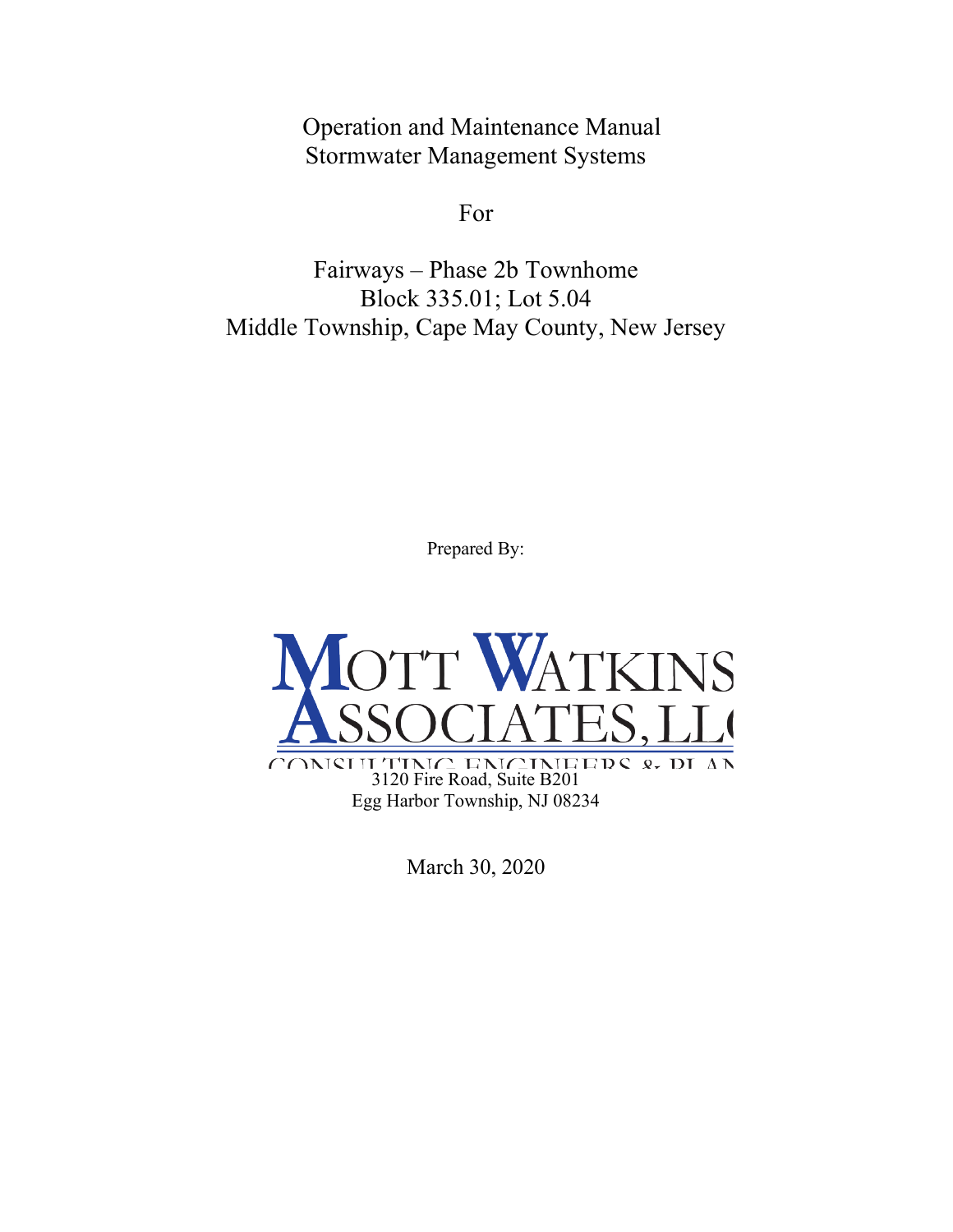# Operation and Maintenance Manual
# Stormwater Management Systems

For

## Fairways – Phase 2b Townhome
## Block 335.01; Lot 5.04
## Middle Township, Cape May County, New Jersey

Prepared By:

MOTT WATKINS ASSOCIATES, LLC

CONSULTING ENGINEERS & PLANNERS

3120 Fire Road, Suite B201
Egg Harbor Township, NJ 08234

March 30, 2020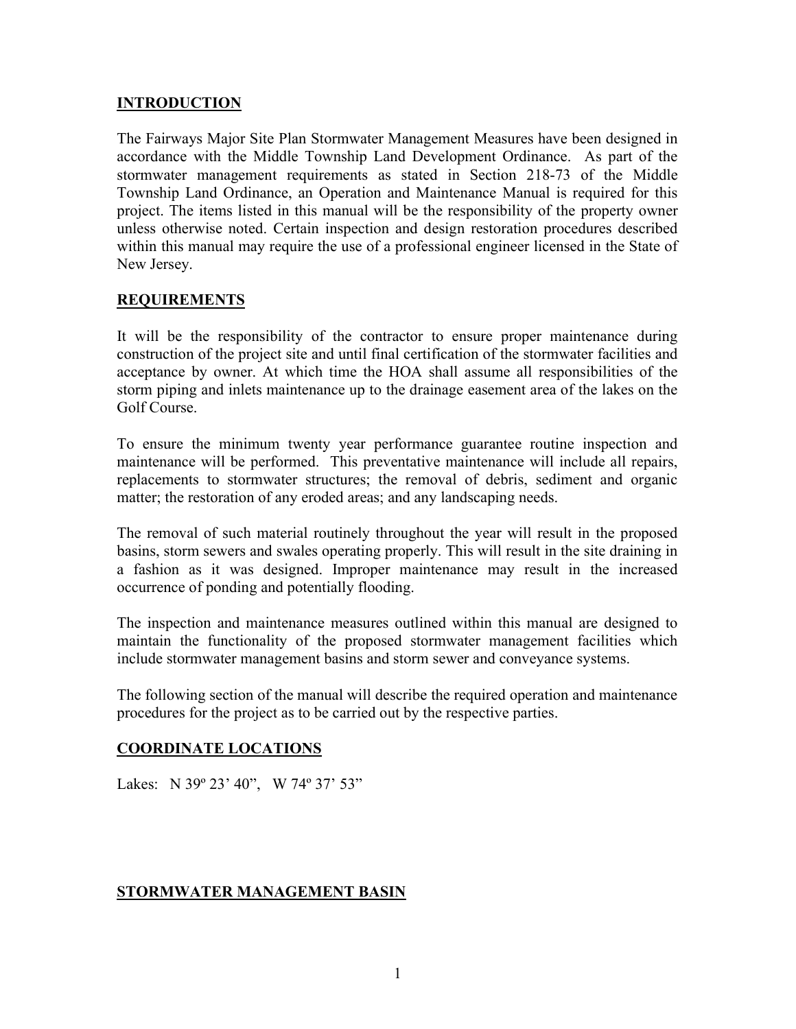## INTRODUCTION

The Fairways Major Site Plan Stormwater Management Measures have been designed in accordance with the Middle Township Land Development Ordinance. As part of the stormwater management requirements as stated in Section 218-73 of the Middle Township Land Ordinance, an Operation and Maintenance Manual is required for this project. The items listed in this manual will be the responsibility of the property owner unless otherwise noted. Certain inspection and design restoration procedures described within this manual may require the use of a professional engineer licensed in the State of New Jersey.

## REQUIREMENTS

It will be the responsibility of the contractor to ensure proper maintenance during construction of the project site and until final certification of the stormwater facilities and acceptance by owner. At which time the HOA shall assume all responsibilities of the storm piping and inlets maintenance up to the drainage easement area of the lakes on the Golf Course.

To ensure the minimum twenty year performance guarantee routine inspection and maintenance will be performed. This preventative maintenance will include all repairs, replacements to stormwater structures; the removal of debris, sediment and organic matter; the restoration of any eroded areas; and any landscaping needs.

The removal of such material routinely throughout the year will result in the proposed basins, storm sewers and swales operating properly. This will result in the site draining in a fashion as it was designed. Improper maintenance may result in the increased occurrence of ponding and potentially flooding.

The inspection and maintenance measures outlined within this manual are designed to maintain the functionality of the proposed stormwater management facilities which include stormwater management basins and storm sewer and conveyance systems.

The following section of the manual will describe the required operation and maintenance procedures for the project as to be carried out by the respective parties.

## COORDINATE LOCATIONS

Lakes: N 39º 23’ 40”, W 74º 37’ 53”

## STORMWATER MANAGEMENT BASIN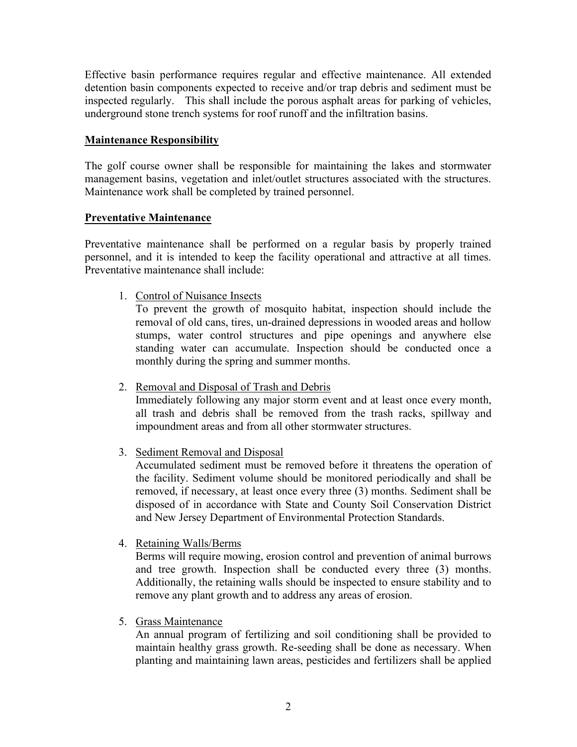Effective basin performance requires regular and effective maintenance. All extended detention basin components expected to receive and/or trap debris and sediment must be inspected regularly. This shall include the porous asphalt areas for parking of vehicles, underground stone trench systems for roof runoff and the infiltration basins.

**Maintenance Responsibility**

The golf course owner shall be responsible for maintaining the lakes and stormwater management basins, vegetation and inlet/outlet structures associated with the structures. Maintenance work shall be completed by trained personnel.

**Preventative Maintenance**

Preventative maintenance shall be performed on a regular basis by properly trained personnel, and it is intended to keep the facility operational and attractive at all times. Preventative maintenance shall include:

1. Control of Nuisance Insects
   To prevent the growth of mosquito habitat, inspection should include the removal of old cans, tires, un-drained depressions in wooded areas and hollow stumps, water control structures and pipe openings and anywhere else standing water can accumulate. Inspection should be conducted once a monthly during the spring and summer months.

2. Removal and Disposal of Trash and Debris
   Immediately following any major storm event and at least once every month, all trash and debris shall be removed from the trash racks, spillway and impoundment areas and from all other stormwater structures.

3. Sediment Removal and Disposal
   Accumulated sediment must be removed before it threatens the operation of the facility. Sediment volume should be monitored periodically and shall be removed, if necessary, at least once every three (3) months. Sediment shall be disposed of in accordance with State and County Soil Conservation District and New Jersey Department of Environmental Protection Standards.

4. Retaining Walls/Berms
   Berms will require mowing, erosion control and prevention of animal burrows and tree growth. Inspection shall be conducted every three (3) months. Additionally, the retaining walls should be inspected to ensure stability and to remove any plant growth and to address any areas of erosion.

5. Grass Maintenance
   An annual program of fertilizing and soil conditioning shall be provided to maintain healthy grass growth. Re-seeding shall be done as necessary. When planting and maintaining lawn areas, pesticides and fertilizers shall be applied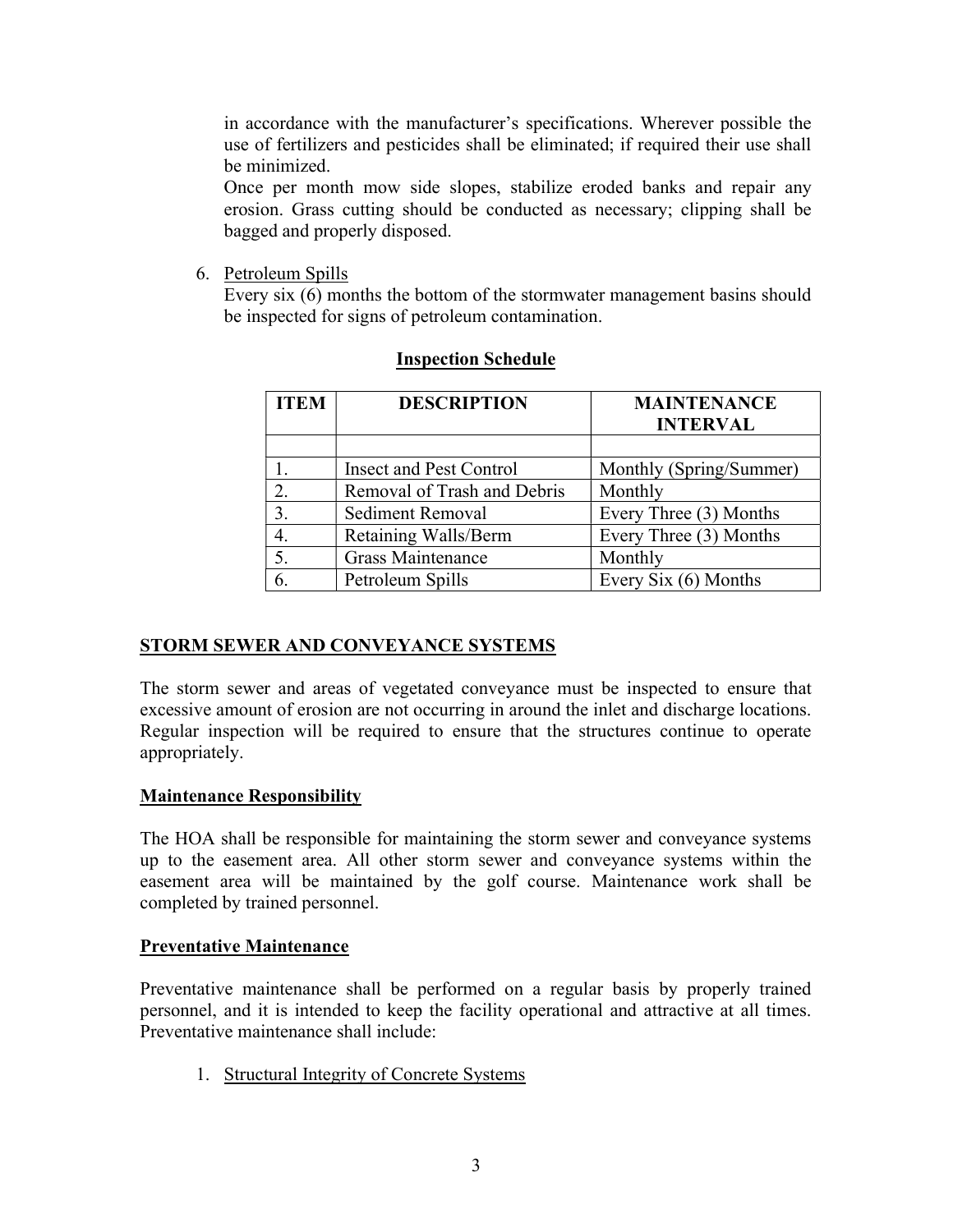in accordance with the manufacturer's specifications. Wherever possible the use of fertilizers and pesticides shall be eliminated; if required their use shall be minimized.

Once per month mow side slopes, stabilize eroded banks and repair any erosion. Grass cutting should be conducted as necessary; clipping shall be bagged and properly disposed.

6. Petroleum Spills

   Every six (6) months the bottom of the stormwater management basins should be inspected for signs of petroleum contamination.

**Inspection Schedule**

| ITEM | DESCRIPTION | MAINTENANCE INTERVAL |
|---|---|---|
| | | |
| 1. | Insect and Pest Control | Monthly (Spring/Summer) |
| 2. | Removal of Trash and Debris | Monthly |
| 3. | Sediment Removal | Every Three (3) Months |
| 4. | Retaining Walls/Berm | Every Three (3) Months |
| 5. | Grass Maintenance | Monthly |
| 6. | Petroleum Spills | Every Six (6) Months |

## STORM SEWER AND CONVEYANCE SYSTEMS

The storm sewer and areas of vegetated conveyance must be inspected to ensure that excessive amount of erosion are not occurring in around the inlet and discharge locations. Regular inspection will be required to ensure that the structures continue to operate appropriately.

### Maintenance Responsibility

The HOA shall be responsible for maintaining the storm sewer and conveyance systems up to the easement area. All other storm sewer and conveyance systems within the easement area will be maintained by the golf course. Maintenance work shall be completed by trained personnel.

### Preventative Maintenance

Preventative maintenance shall be performed on a regular basis by properly trained personnel, and it is intended to keep the facility operational and attractive at all times. Preventative maintenance shall include:

1. Structural Integrity of Concrete Systems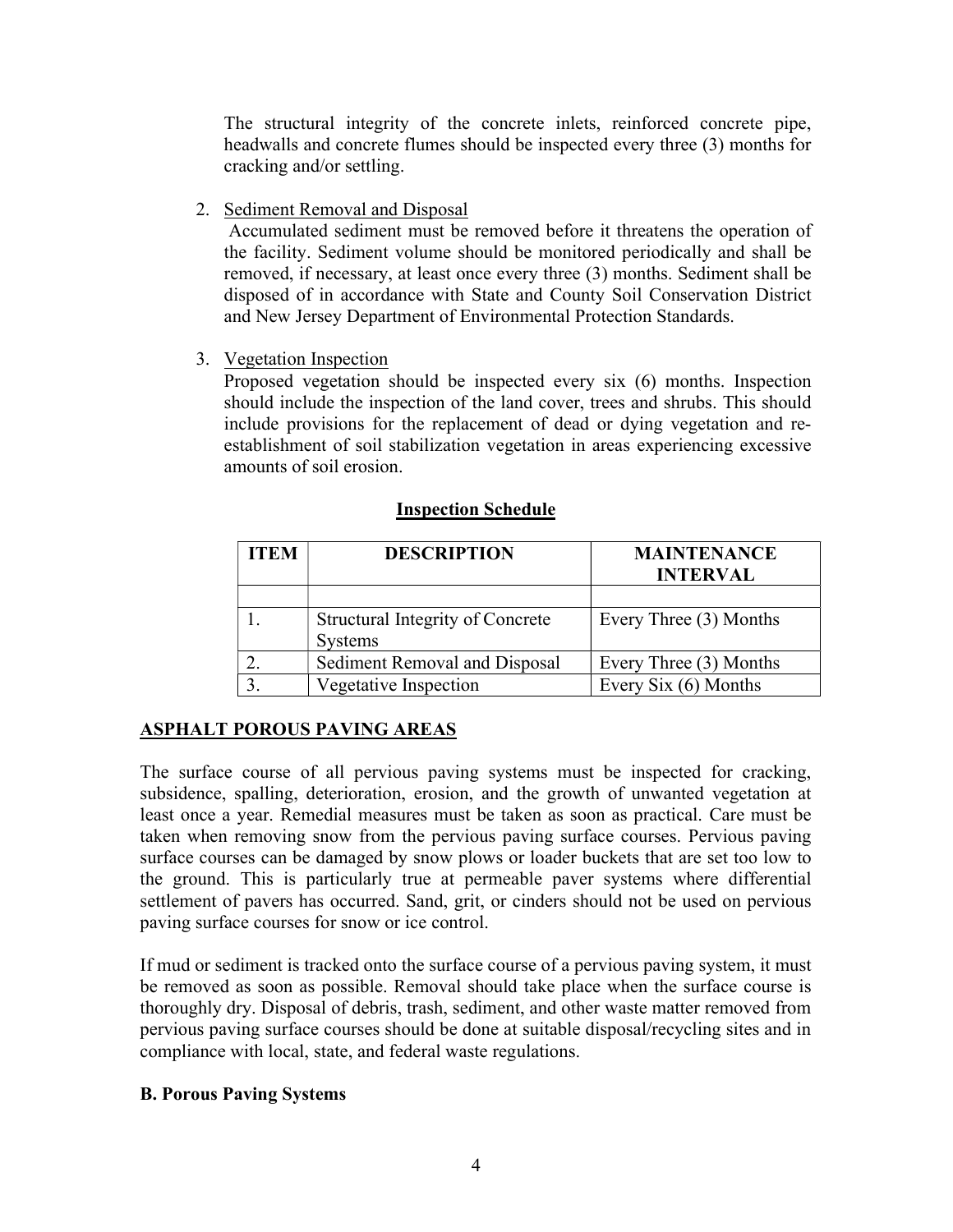The structural integrity of the concrete inlets, reinforced concrete pipe, headwalls and concrete flumes should be inspected every three (3) months for cracking and/or settling.

2. Sediment Removal and Disposal
   Accumulated sediment must be removed before it threatens the operation of the facility. Sediment volume should be monitored periodically and shall be removed, if necessary, at least once every three (3) months. Sediment shall be disposed of in accordance with State and County Soil Conservation District and New Jersey Department of Environmental Protection Standards.

3. Vegetation Inspection
   Proposed vegetation should be inspected every six (6) months. Inspection should include the inspection of the land cover, trees and shrubs. This should include provisions for the replacement of dead or dying vegetation and re-establishment of soil stabilization vegetation in areas experiencing excessive amounts of soil erosion.

**Inspection Schedule**

| ITEM | DESCRIPTION | MAINTENANCE INTERVAL |
|---|---|---|
| | | |
| 1. | Structural Integrity of Concrete Systems | Every Three (3) Months |
| 2. | Sediment Removal and Disposal | Every Three (3) Months |
| 3. | Vegetative Inspection | Every Six (6) Months |

## ASPHALT POROUS PAVING AREAS

The surface course of all pervious paving systems must be inspected for cracking, subsidence, spalling, deterioration, erosion, and the growth of unwanted vegetation at least once a year. Remedial measures must be taken as soon as practical. Care must be taken when removing snow from the pervious paving surface courses. Pervious paving surface courses can be damaged by snow plows or loader buckets that are set too low to the ground. This is particularly true at permeable paver systems where differential settlement of pavers has occurred. Sand, grit, or cinders should not be used on pervious paving surface courses for snow or ice control.

If mud or sediment is tracked onto the surface course of a pervious paving system, it must be removed as soon as possible. Removal should take place when the surface course is thoroughly dry. Disposal of debris, trash, sediment, and other waste matter removed from pervious paving surface courses should be done at suitable disposal/recycling sites and in compliance with local, state, and federal waste regulations.

**B. Porous Paving Systems**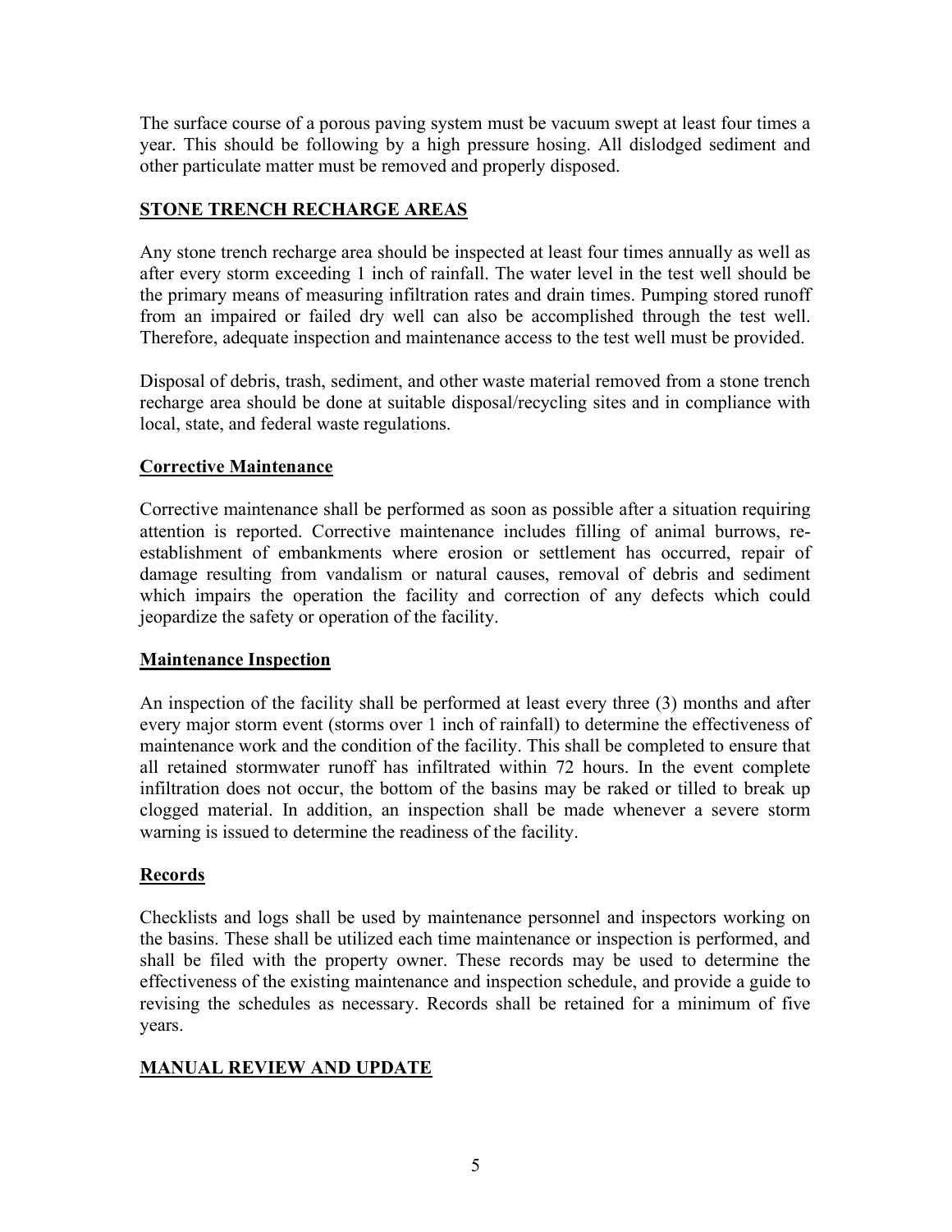The surface course of a porous paving system must be vacuum swept at least four times a year. This should be following by a high pressure hosing. All dislodged sediment and other particulate matter must be removed and properly disposed.

## STONE TRENCH RECHARGE AREAS

Any stone trench recharge area should be inspected at least four times annually as well as after every storm exceeding 1 inch of rainfall. The water level in the test well should be the primary means of measuring infiltration rates and drain times. Pumping stored runoff from an impaired or failed dry well can also be accomplished through the test well. Therefore, adequate inspection and maintenance access to the test well must be provided.

Disposal of debris, trash, sediment, and other waste material removed from a stone trench recharge area should be done at suitable disposal/recycling sites and in compliance with local, state, and federal waste regulations.

### Corrective Maintenance

Corrective maintenance shall be performed as soon as possible after a situation requiring attention is reported. Corrective maintenance includes filling of animal burrows, re-establishment of embankments where erosion or settlement has occurred, repair of damage resulting from vandalism or natural causes, removal of debris and sediment which impairs the operation the facility and correction of any defects which could jeopardize the safety or operation of the facility.

### Maintenance Inspection

An inspection of the facility shall be performed at least every three (3) months and after every major storm event (storms over 1 inch of rainfall) to determine the effectiveness of maintenance work and the condition of the facility. This shall be completed to ensure that all retained stormwater runoff has infiltrated within 72 hours. In the event complete infiltration does not occur, the bottom of the basins may be raked or tilled to break up clogged material. In addition, an inspection shall be made whenever a severe storm warning is issued to determine the readiness of the facility.

### Records

Checklists and logs shall be used by maintenance personnel and inspectors working on the basins. These shall be utilized each time maintenance or inspection is performed, and shall be filed with the property owner. These records may be used to determine the effectiveness of the existing maintenance and inspection schedule, and provide a guide to revising the schedules as necessary. Records shall be retained for a minimum of five years.

## MANUAL REVIEW AND UPDATE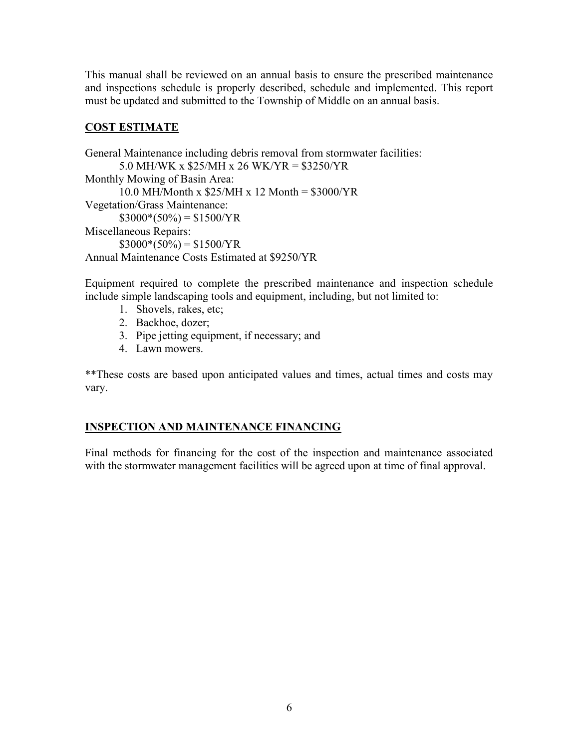This manual shall be reviewed on an annual basis to ensure the prescribed maintenance and inspections schedule is properly described, schedule and implemented. This report must be updated and submitted to the Township of Middle on an annual basis.

## COST ESTIMATE

General Maintenance including debris removal from stormwater facilities:

5.0 MH/WK x $25/MH x 26 WK/YR = $3250/YR

Monthly Mowing of Basin Area:

10.0 MH/Month x $25/MH x 12 Month = $3000/YR

Vegetation/Grass Maintenance:

$3000*(50%) = $1500/YR

Miscellaneous Repairs:

$3000*(50%) = $1500/YR

Annual Maintenance Costs Estimated at $9250/YR

Equipment required to complete the prescribed maintenance and inspection schedule include simple landscaping tools and equipment, including, but not limited to:

1. Shovels, rakes, etc;
2. Backhoe, dozer;
3. Pipe jetting equipment, if necessary; and
4. Lawn mowers.

**These costs are based upon anticipated values and times, actual times and costs may vary.

## INSPECTION AND MAINTENANCE FINANCING

Final methods for financing for the cost of the inspection and maintenance associated with the stormwater management facilities will be agreed upon at time of final approval.